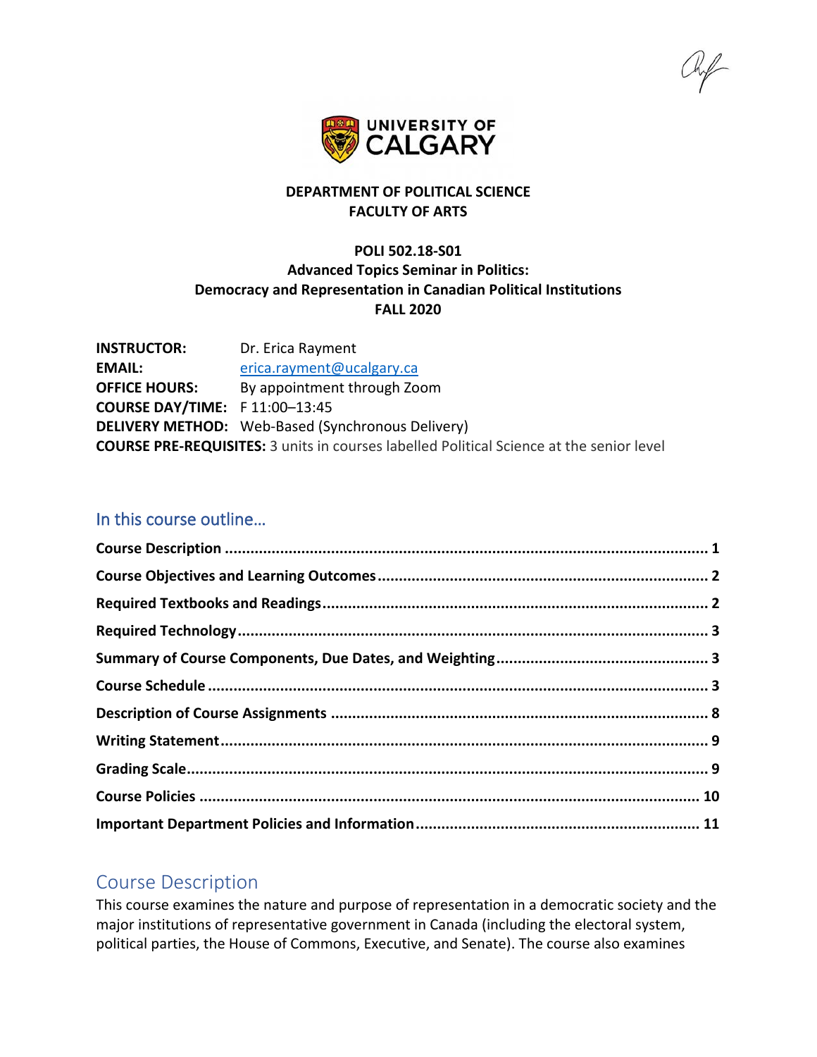**DEPARTMENT OF POLITICAL SCIENCE**
**FACULTY OF ARTS**

**POLI 502.18-S01**
**Advanced Topics Seminar in Politics:**
**Democracy and Representation in Canadian Political Institutions**
**FALL 2020**

**INSTRUCTOR:** Dr. Erica Rayment
**EMAIL:** erica.rayment@ucalgary.ca
**OFFICE HOURS:** By appointment through Zoom
**COURSE DAY/TIME:** F 11:00–13:45
**DELIVERY METHOD:** Web-Based (Synchronous Delivery)
**COURSE PRE-REQUISITES:** 3 units in courses labelled Political Science at the senior level

## In this course outline…

**Course Description** ........................................ 1
**Course Objectives and Learning Outcomes** ........................................ 2
**Required Textbooks and Readings** ........................................ 2
**Required Technology** ........................................ 3
**Summary of Course Components, Due Dates, and Weighting** ........................................ 3
**Course Schedule** ........................................ 3
**Description of Course Assignments** ........................................ 8
**Writing Statement** ........................................ 9
**Grading Scale** ........................................ 9
**Course Policies** ........................................ 10
**Important Department Policies and Information** ........................................ 11

## Course Description

This course examines the nature and purpose of representation in a democratic society and the major institutions of representative government in Canada (including the electoral system, political parties, the House of Commons, Executive, and Senate). The course also examines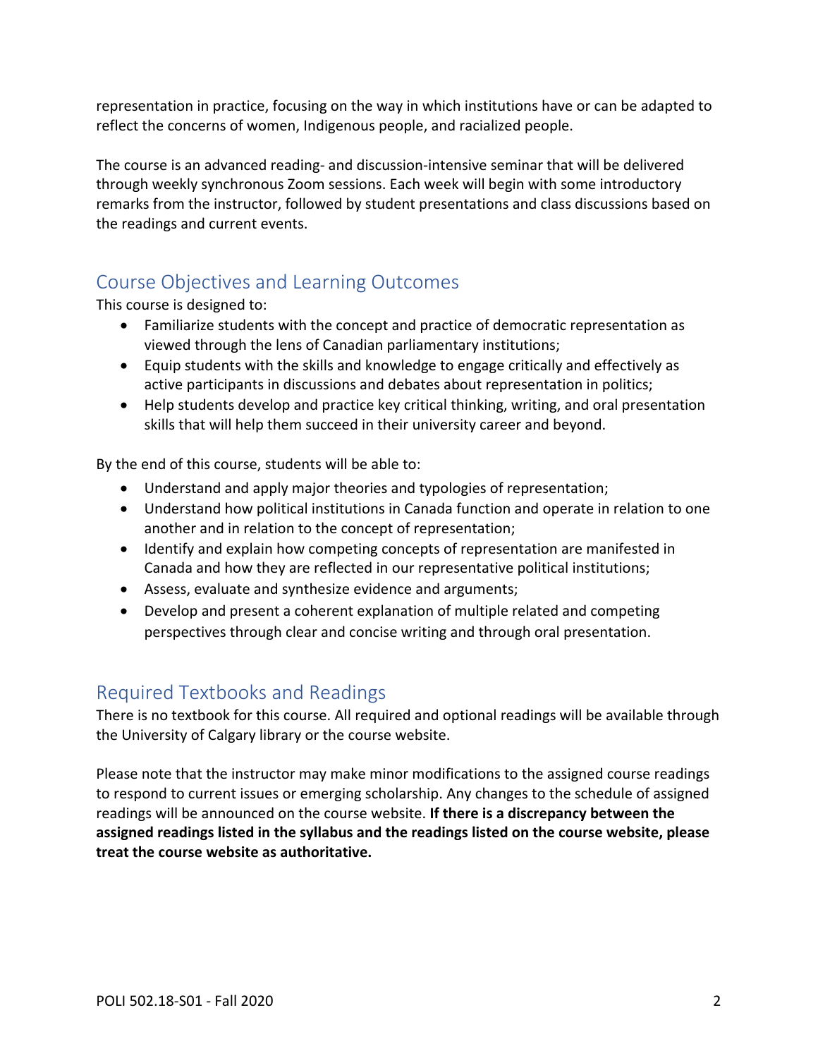representation in practice, focusing on the way in which institutions have or can be adapted to reflect the concerns of women, Indigenous people, and racialized people.

The course is an advanced reading- and discussion-intensive seminar that will be delivered through weekly synchronous Zoom sessions. Each week will begin with some introductory remarks from the instructor, followed by student presentations and class discussions based on the readings and current events.

## Course Objectives and Learning Outcomes

This course is designed to:

- Familiarize students with the concept and practice of democratic representation as viewed through the lens of Canadian parliamentary institutions;
- Equip students with the skills and knowledge to engage critically and effectively as active participants in discussions and debates about representation in politics;
- Help students develop and practice key critical thinking, writing, and oral presentation skills that will help them succeed in their university career and beyond.

By the end of this course, students will be able to:

- Understand and apply major theories and typologies of representation;
- Understand how political institutions in Canada function and operate in relation to one another and in relation to the concept of representation;
- Identify and explain how competing concepts of representation are manifested in Canada and how they are reflected in our representative political institutions;
- Assess, evaluate and synthesize evidence and arguments;
- Develop and present a coherent explanation of multiple related and competing perspectives through clear and concise writing and through oral presentation.

## Required Textbooks and Readings

There is no textbook for this course. All required and optional readings will be available through the University of Calgary library or the course website.

Please note that the instructor may make minor modifications to the assigned course readings to respond to current issues or emerging scholarship. Any changes to the schedule of assigned readings will be announced on the course website. **If there is a discrepancy between the assigned readings listed in the syllabus and the readings listed on the course website, please treat the course website as authoritative.**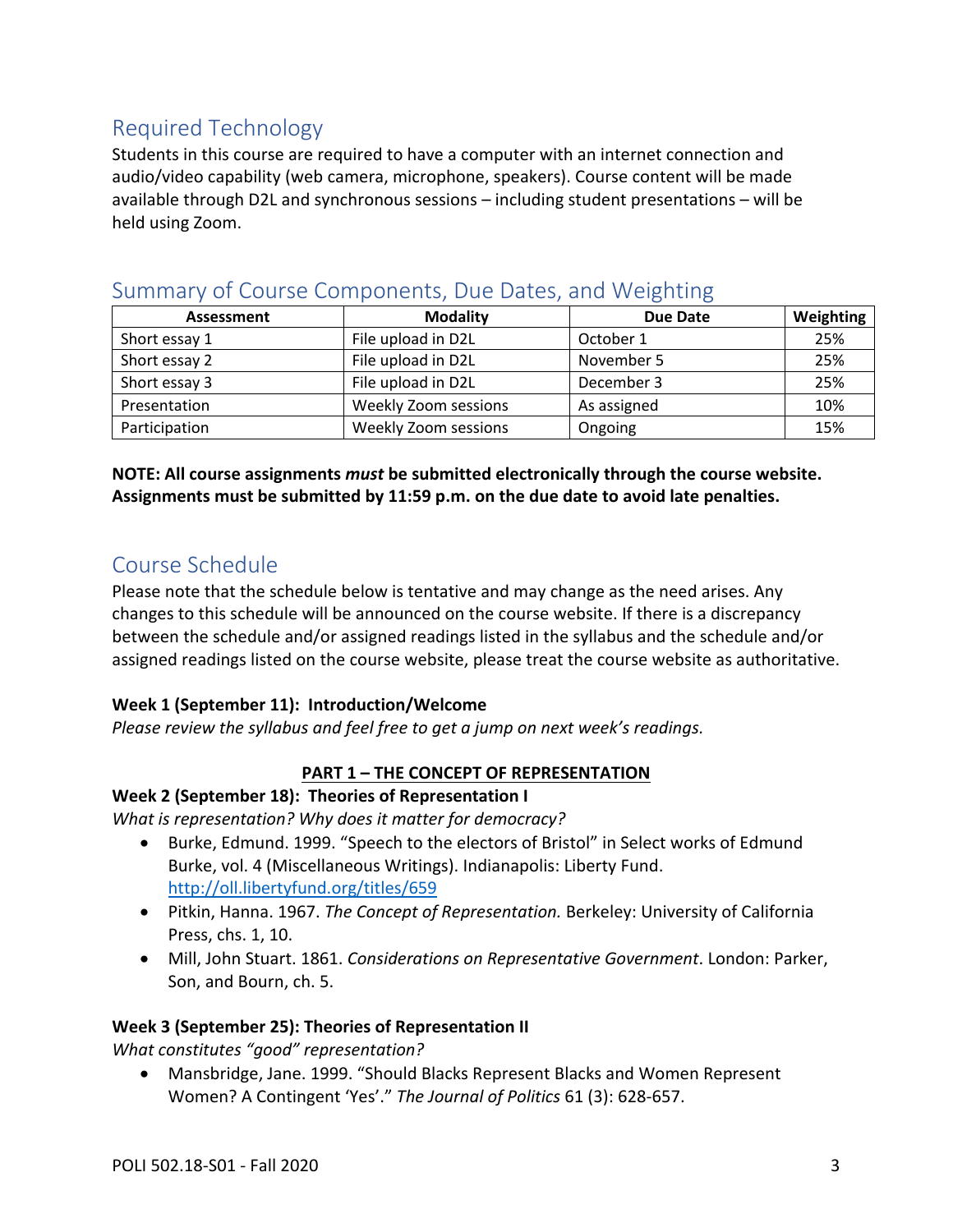## Required Technology

Students in this course are required to have a computer with an internet connection and audio/video capability (web camera, microphone, speakers). Course content will be made available through D2L and synchronous sessions – including student presentations – will be held using Zoom.

## Summary of Course Components, Due Dates, and Weighting

| Assessment | Modality | Due Date | Weighting |
|---|---|---|---|
| Short essay 1 | File upload in D2L | October 1 | 25% |
| Short essay 2 | File upload in D2L | November 5 | 25% |
| Short essay 3 | File upload in D2L | December 3 | 25% |
| Presentation | Weekly Zoom sessions | As assigned | 10% |
| Participation | Weekly Zoom sessions | Ongoing | 15% |

**NOTE: All course assignments *must* be submitted electronically through the course website. Assignments must be submitted by 11:59 p.m. on the due date to avoid late penalties.**

## Course Schedule

Please note that the schedule below is tentative and may change as the need arises. Any changes to this schedule will be announced on the course website. If there is a discrepancy between the schedule and/or assigned readings listed in the syllabus and the schedule and/or assigned readings listed on the course website, please treat the course website as authoritative.

**Week 1 (September 11): Introduction/Welcome**

*Please review the syllabus and feel free to get a jump on next week's readings.*

**PART 1 – THE CONCEPT OF REPRESENTATION**

**Week 2 (September 18): Theories of Representation I**

*What is representation? Why does it matter for democracy?*

- Burke, Edmund. 1999. "Speech to the electors of Bristol" in Select works of Edmund Burke, vol. 4 (Miscellaneous Writings). Indianapolis: Liberty Fund. http://oll.libertyfund.org/titles/659
- Pitkin, Hanna. 1967. *The Concept of Representation.* Berkeley: University of California Press, chs. 1, 10.
- Mill, John Stuart. 1861. *Considerations on Representative Government*. London: Parker, Son, and Bourn, ch. 5.

**Week 3 (September 25): Theories of Representation II**

*What constitutes "good" representation?*

- Mansbridge, Jane. 1999. "Should Blacks Represent Blacks and Women Represent Women? A Contingent 'Yes'." *The Journal of Politics* 61 (3): 628-657.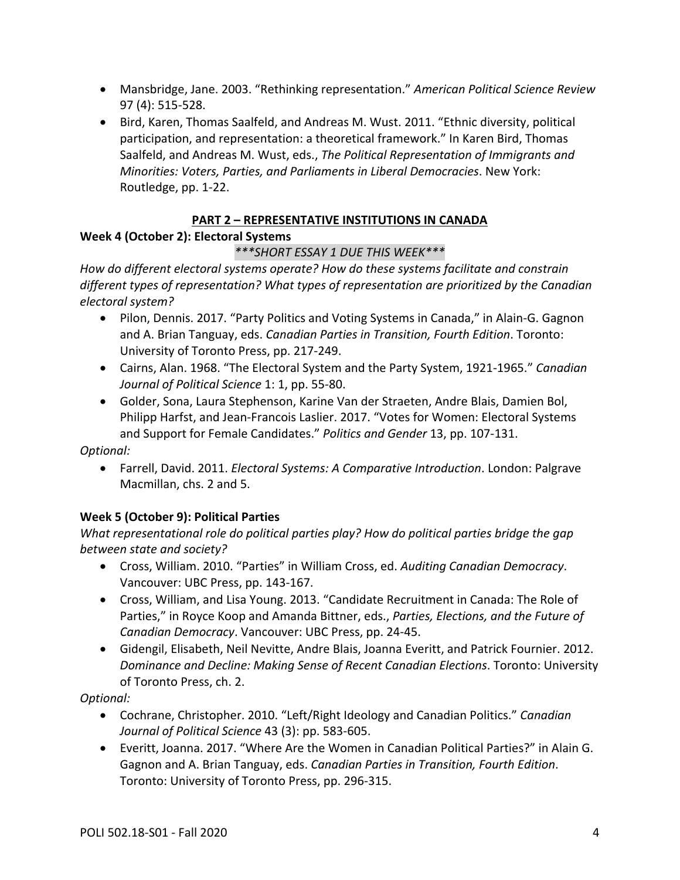- Mansbridge, Jane. 2003. "Rethinking representation." *American Political Science Review* 97 (4): 515-528.
- Bird, Karen, Thomas Saalfeld, and Andreas M. Wust. 2011. "Ethnic diversity, political participation, and representation: a theoretical framework." In Karen Bird, Thomas Saalfeld, and Andreas M. Wust, eds., *The Political Representation of Immigrants and Minorities: Voters, Parties, and Parliaments in Liberal Democracies*. New York: Routledge, pp. 1-22.

## PART 2 – REPRESENTATIVE INSTITUTIONS IN CANADA

### Week 4 (October 2): Electoral Systems

*\*\*\*SHORT ESSAY 1 DUE THIS WEEK\*\*\**

*How do different electoral systems operate? How do these systems facilitate and constrain different types of representation? What types of representation are prioritized by the Canadian electoral system?*

- Pilon, Dennis. 2017. "Party Politics and Voting Systems in Canada," in Alain-G. Gagnon and A. Brian Tanguay, eds. *Canadian Parties in Transition, Fourth Edition*. Toronto: University of Toronto Press, pp. 217-249.
- Cairns, Alan. 1968. "The Electoral System and the Party System, 1921-1965." *Canadian Journal of Political Science* 1: 1, pp. 55-80.
- Golder, Sona, Laura Stephenson, Karine Van der Straeten, Andre Blais, Damien Bol, Philipp Harfst, and Jean-Francois Laslier. 2017. "Votes for Women: Electoral Systems and Support for Female Candidates." *Politics and Gender* 13, pp. 107-131.

*Optional:*

- Farrell, David. 2011. *Electoral Systems: A Comparative Introduction*. London: Palgrave Macmillan, chs. 2 and 5.

### Week 5 (October 9): Political Parties

*What representational role do political parties play? How do political parties bridge the gap between state and society?*

- Cross, William. 2010. "Parties" in William Cross, ed. *Auditing Canadian Democracy*. Vancouver: UBC Press, pp. 143-167.
- Cross, William, and Lisa Young. 2013. "Candidate Recruitment in Canada: The Role of Parties," in Royce Koop and Amanda Bittner, eds., *Parties, Elections, and the Future of Canadian Democracy*. Vancouver: UBC Press, pp. 24-45.
- Gidengil, Elisabeth, Neil Nevitte, Andre Blais, Joanna Everitt, and Patrick Fournier. 2012. *Dominance and Decline: Making Sense of Recent Canadian Elections*. Toronto: University of Toronto Press, ch. 2.

*Optional:*

- Cochrane, Christopher. 2010. "Left/Right Ideology and Canadian Politics." *Canadian Journal of Political Science* 43 (3): pp. 583-605.
- Everitt, Joanna. 2017. "Where Are the Women in Canadian Political Parties?" in Alain G. Gagnon and A. Brian Tanguay, eds. *Canadian Parties in Transition, Fourth Edition*. Toronto: University of Toronto Press, pp. 296-315.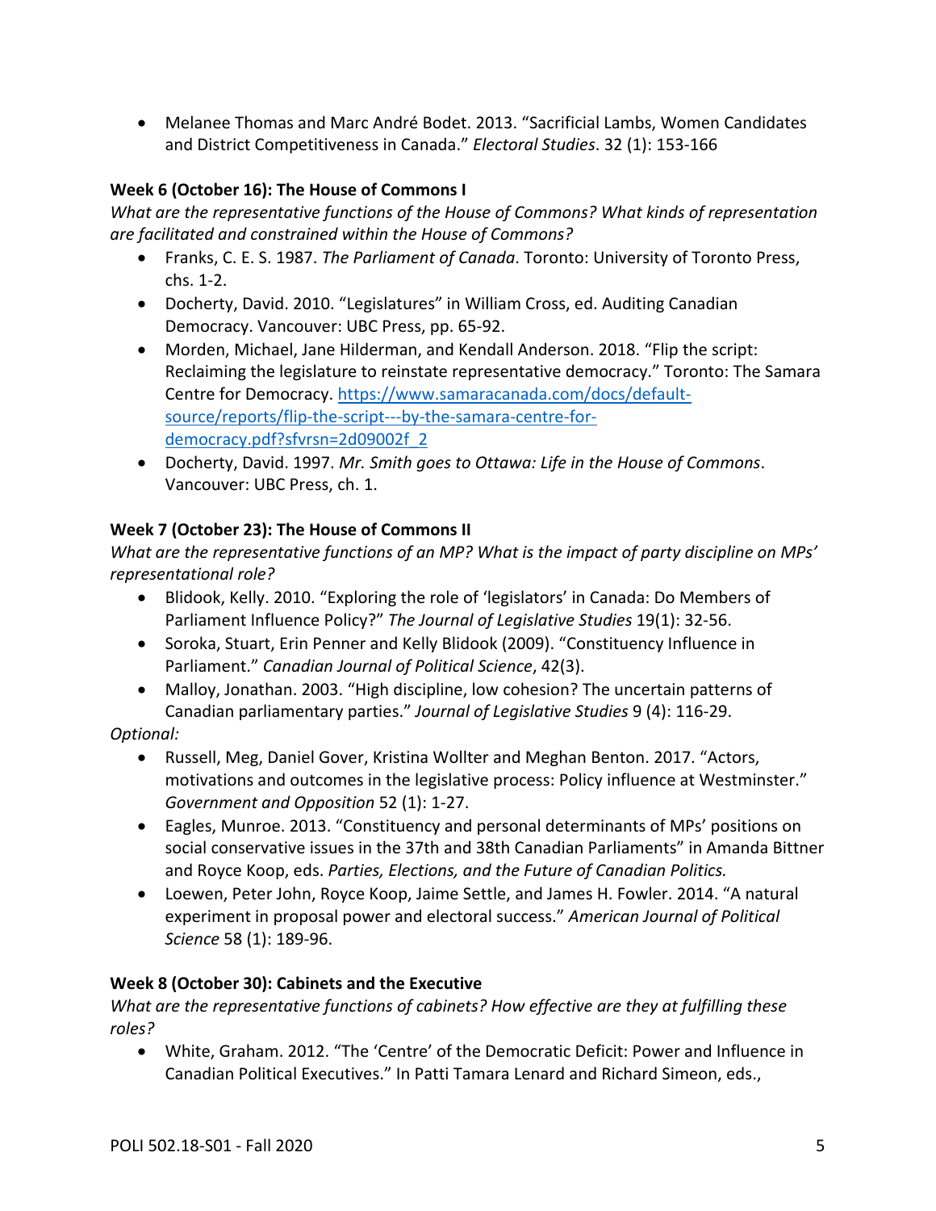- Melanee Thomas and Marc André Bodet. 2013. "Sacrificial Lambs, Women Candidates and District Competitiveness in Canada." *Electoral Studies*. 32 (1): 153-166

**Week 6 (October 16): The House of Commons I**

*What are the representative functions of the House of Commons? What kinds of representation are facilitated and constrained within the House of Commons?*

- Franks, C. E. S. 1987. *The Parliament of Canada*. Toronto: University of Toronto Press, chs. 1-2.
- Docherty, David. 2010. "Legislatures" in William Cross, ed. Auditing Canadian Democracy. Vancouver: UBC Press, pp. 65-92.
- Morden, Michael, Jane Hilderman, and Kendall Anderson. 2018. "Flip the script: Reclaiming the legislature to reinstate representative democracy." Toronto: The Samara Centre for Democracy. [https://www.samaracanada.com/docs/default-source/reports/flip-the-script---by-the-samara-centre-for-democracy.pdf?sfvrsn=2d09002f_2](https://www.samaracanada.com/docs/default-source/reports/flip-the-script---by-the-samara-centre-for-democracy.pdf?sfvrsn=2d09002f_2)
- Docherty, David. 1997. *Mr. Smith goes to Ottawa: Life in the House of Commons*. Vancouver: UBC Press, ch. 1.

**Week 7 (October 23): The House of Commons II**

*What are the representative functions of an MP? What is the impact of party discipline on MPs' representational role?*

- Blidook, Kelly. 2010. "Exploring the role of 'legislators' in Canada: Do Members of Parliament Influence Policy?" *The Journal of Legislative Studies* 19(1): 32-56.
- Soroka, Stuart, Erin Penner and Kelly Blidook (2009). "Constituency Influence in Parliament." *Canadian Journal of Political Science*, 42(3).
- Malloy, Jonathan. 2003. "High discipline, low cohesion? The uncertain patterns of Canadian parliamentary parties." *Journal of Legislative Studies* 9 (4): 116-29.

*Optional:*

- Russell, Meg, Daniel Gover, Kristina Wollter and Meghan Benton. 2017. "Actors, motivations and outcomes in the legislative process: Policy influence at Westminster." *Government and Opposition* 52 (1): 1-27.
- Eagles, Munroe. 2013. "Constituency and personal determinants of MPs' positions on social conservative issues in the 37th and 38th Canadian Parliaments" in Amanda Bittner and Royce Koop, eds. *Parties, Elections, and the Future of Canadian Politics.*
- Loewen, Peter John, Royce Koop, Jaime Settle, and James H. Fowler. 2014. "A natural experiment in proposal power and electoral success." *American Journal of Political Science* 58 (1): 189-96.

**Week 8 (October 30): Cabinets and the Executive**

*What are the representative functions of cabinets? How effective are they at fulfilling these roles?*

- White, Graham. 2012. "The 'Centre' of the Democratic Deficit: Power and Influence in Canadian Political Executives." In Patti Tamara Lenard and Richard Simeon, eds.,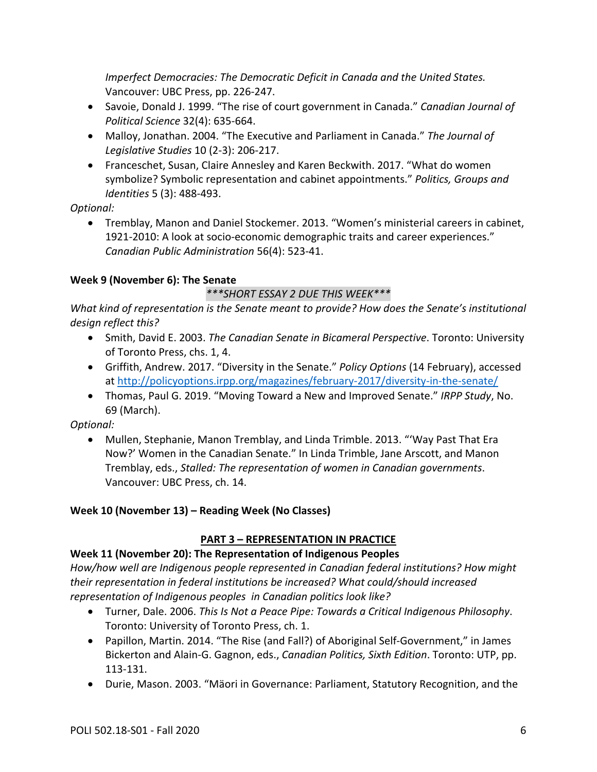*Imperfect Democracies: The Democratic Deficit in Canada and the United States.* Vancouver: UBC Press, pp. 226-247.

- Savoie, Donald J. 1999. "The rise of court government in Canada." *Canadian Journal of Political Science* 32(4): 635-664.
- Malloy, Jonathan. 2004. "The Executive and Parliament in Canada." *The Journal of Legislative Studies* 10 (2-3): 206-217.
- Franceschet, Susan, Claire Annesley and Karen Beckwith. 2017. "What do women symbolize? Symbolic representation and cabinet appointments." *Politics, Groups and Identities* 5 (3): 488-493.

*Optional:*

- Tremblay, Manon and Daniel Stockemer. 2013. "Women's ministerial careers in cabinet, 1921-2010: A look at socio-economic demographic traits and career experiences." *Canadian Public Administration* 56(4): 523-41.

**Week 9 (November 6): The Senate**

*\*\*\*SHORT ESSAY 2 DUE THIS WEEK\*\*\**

*What kind of representation is the Senate meant to provide? How does the Senate's institutional design reflect this?*

- Smith, David E. 2003. *The Canadian Senate in Bicameral Perspective*. Toronto: University of Toronto Press, chs. 1, 4.
- Griffith, Andrew. 2017. "Diversity in the Senate." *Policy Options* (14 February), accessed at http://policyoptions.irpp.org/magazines/february-2017/diversity-in-the-senate/
- Thomas, Paul G. 2019. "Moving Toward a New and Improved Senate." *IRPP Study*, No. 69 (March).

*Optional:*

- Mullen, Stephanie, Manon Tremblay, and Linda Trimble. 2013. "'Way Past That Era Now?' Women in the Canadian Senate." In Linda Trimble, Jane Arscott, and Manon Tremblay, eds., *Stalled: The representation of women in Canadian governments*. Vancouver: UBC Press, ch. 14.

**Week 10 (November 13) – Reading Week (No Classes)**

## PART 3 – REPRESENTATION IN PRACTICE

**Week 11 (November 20): The Representation of Indigenous Peoples**

*How/how well are Indigenous people represented in Canadian federal institutions? How might their representation in federal institutions be increased? What could/should increased representation of Indigenous peoples in Canadian politics look like?*

- Turner, Dale. 2006. *This Is Not a Peace Pipe: Towards a Critical Indigenous Philosophy*. Toronto: University of Toronto Press, ch. 1.
- Papillon, Martin. 2014. "The Rise (and Fall?) of Aboriginal Self-Government," in James Bickerton and Alain-G. Gagnon, eds., *Canadian Politics, Sixth Edition*. Toronto: UTP, pp. 113-131.
- Durie, Mason. 2003. "Mäori in Governance: Parliament, Statutory Recognition, and the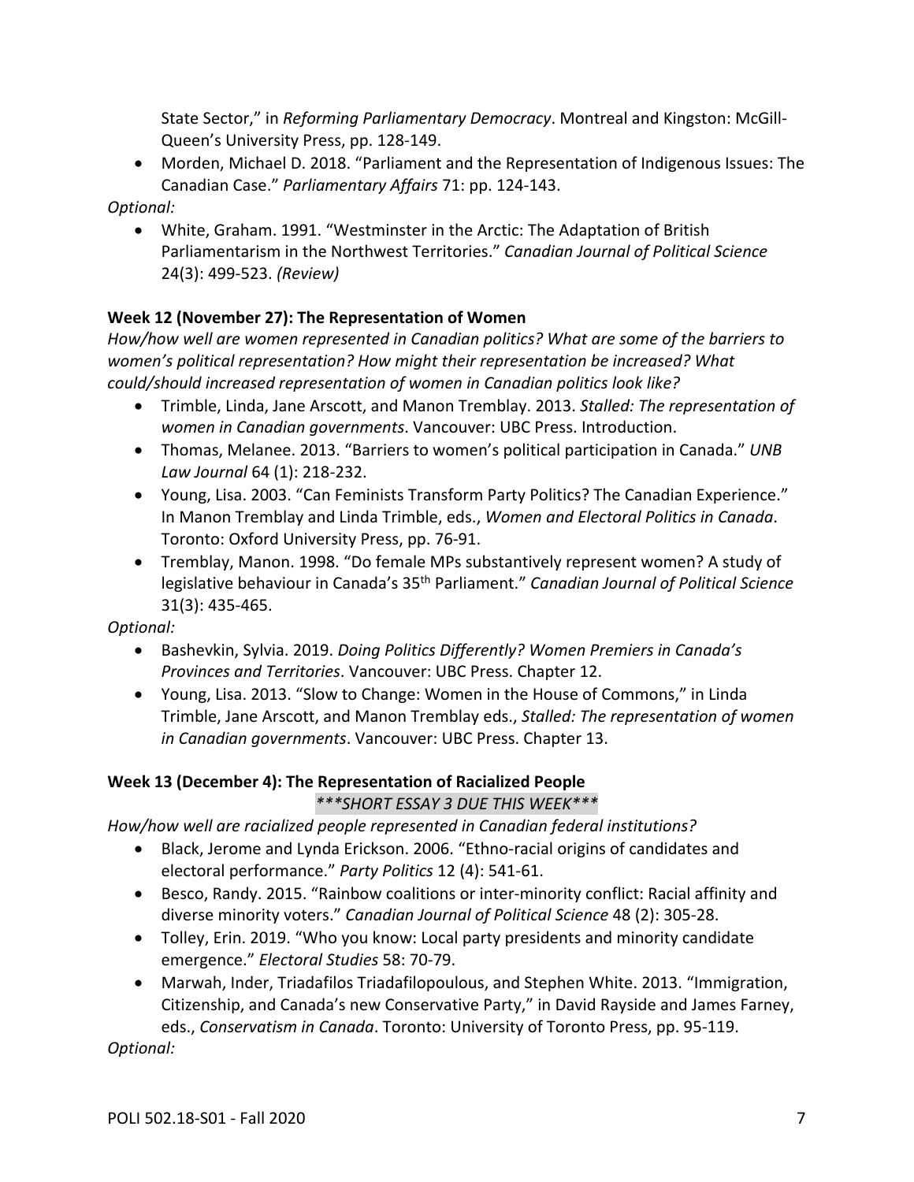State Sector," in *Reforming Parliamentary Democracy*. Montreal and Kingston: McGill-Queen's University Press, pp. 128-149.

- Morden, Michael D. 2018. "Parliament and the Representation of Indigenous Issues: The Canadian Case." *Parliamentary Affairs* 71: pp. 124-143.

*Optional:*

- White, Graham. 1991. "Westminster in the Arctic: The Adaptation of British Parliamentarism in the Northwest Territories." *Canadian Journal of Political Science* 24(3): 499-523. *(Review)*

**Week 12 (November 27): The Representation of Women**

*How/how well are women represented in Canadian politics? What are some of the barriers to women's political representation? How might their representation be increased? What could/should increased representation of women in Canadian politics look like?*

- Trimble, Linda, Jane Arscott, and Manon Tremblay. 2013. *Stalled: The representation of women in Canadian governments*. Vancouver: UBC Press. Introduction.
- Thomas, Melanee. 2013. "Barriers to women's political participation in Canada." *UNB Law Journal* 64 (1): 218-232.
- Young, Lisa. 2003. "Can Feminists Transform Party Politics? The Canadian Experience." In Manon Tremblay and Linda Trimble, eds., *Women and Electoral Politics in Canada*. Toronto: Oxford University Press, pp. 76-91.
- Tremblay, Manon. 1998. "Do female MPs substantively represent women? A study of legislative behaviour in Canada's 35th Parliament." *Canadian Journal of Political Science* 31(3): 435-465.

*Optional:*

- Bashevkin, Sylvia. 2019. *Doing Politics Differently? Women Premiers in Canada's Provinces and Territories*. Vancouver: UBC Press. Chapter 12.
- Young, Lisa. 2013. "Slow to Change: Women in the House of Commons," in Linda Trimble, Jane Arscott, and Manon Tremblay eds., *Stalled: The representation of women in Canadian governments*. Vancouver: UBC Press. Chapter 13.

**Week 13 (December 4): The Representation of Racialized People**

****SHORT ESSAY 3 DUE THIS WEEK****

*How/how well are racialized people represented in Canadian federal institutions?*

- Black, Jerome and Lynda Erickson. 2006. "Ethno-racial origins of candidates and electoral performance." *Party Politics* 12 (4): 541-61.
- Besco, Randy. 2015. "Rainbow coalitions or inter-minority conflict: Racial affinity and diverse minority voters." *Canadian Journal of Political Science* 48 (2): 305-28.
- Tolley, Erin. 2019. "Who you know: Local party presidents and minority candidate emergence." *Electoral Studies* 58: 70-79.
- Marwah, Inder, Triadafilos Triadafilopoulous, and Stephen White. 2013. "Immigration, Citizenship, and Canada's new Conservative Party," in David Rayside and James Farney, eds., *Conservatism in Canada*. Toronto: University of Toronto Press, pp. 95-119.

*Optional:*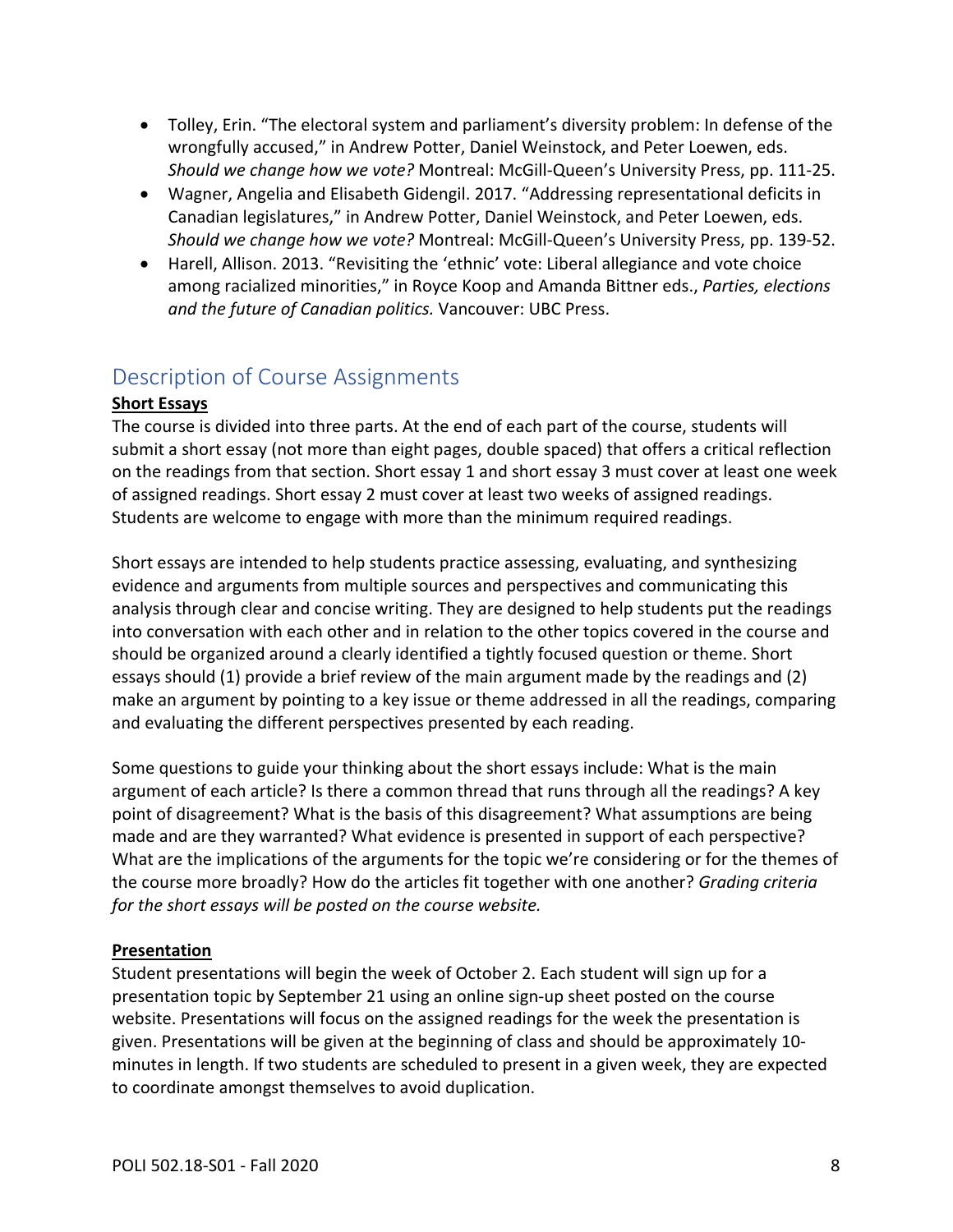- Tolley, Erin. "The electoral system and parliament's diversity problem: In defense of the wrongfully accused," in Andrew Potter, Daniel Weinstock, and Peter Loewen, eds. *Should we change how we vote?* Montreal: McGill-Queen's University Press, pp. 111-25.
- Wagner, Angelia and Elisabeth Gidengil. 2017. "Addressing representational deficits in Canadian legislatures," in Andrew Potter, Daniel Weinstock, and Peter Loewen, eds. *Should we change how we vote?* Montreal: McGill-Queen's University Press, pp. 139-52.
- Harell, Allison. 2013. "Revisiting the 'ethnic' vote: Liberal allegiance and vote choice among racialized minorities," in Royce Koop and Amanda Bittner eds., *Parties, elections and the future of Canadian politics.* Vancouver: UBC Press.

## Description of Course Assignments

**Short Essays**

The course is divided into three parts. At the end of each part of the course, students will submit a short essay (not more than eight pages, double spaced) that offers a critical reflection on the readings from that section. Short essay 1 and short essay 3 must cover at least one week of assigned readings. Short essay 2 must cover at least two weeks of assigned readings. Students are welcome to engage with more than the minimum required readings.

Short essays are intended to help students practice assessing, evaluating, and synthesizing evidence and arguments from multiple sources and perspectives and communicating this analysis through clear and concise writing. They are designed to help students put the readings into conversation with each other and in relation to the other topics covered in the course and should be organized around a clearly identified a tightly focused question or theme. Short essays should (1) provide a brief review of the main argument made by the readings and (2) make an argument by pointing to a key issue or theme addressed in all the readings, comparing and evaluating the different perspectives presented by each reading.

Some questions to guide your thinking about the short essays include: What is the main argument of each article? Is there a common thread that runs through all the readings? A key point of disagreement? What is the basis of this disagreement? What assumptions are being made and are they warranted? What evidence is presented in support of each perspective? What are the implications of the arguments for the topic we're considering or for the themes of the course more broadly? How do the articles fit together with one another? *Grading criteria for the short essays will be posted on the course website.*

**Presentation**

Student presentations will begin the week of October 2. Each student will sign up for a presentation topic by September 21 using an online sign-up sheet posted on the course website. Presentations will focus on the assigned readings for the week the presentation is given. Presentations will be given at the beginning of class and should be approximately 10-minutes in length. If two students are scheduled to present in a given week, they are expected to coordinate amongst themselves to avoid duplication.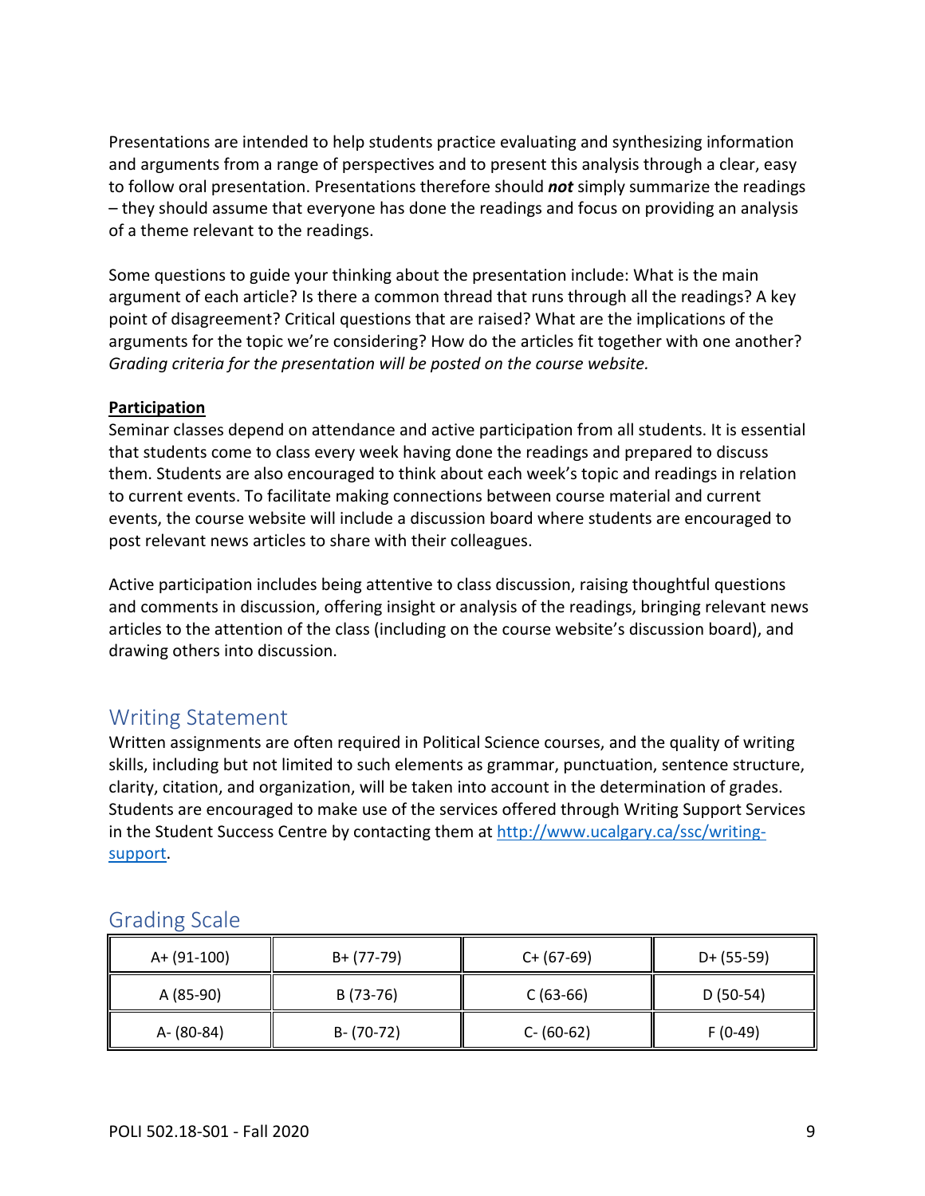Presentations are intended to help students practice evaluating and synthesizing information and arguments from a range of perspectives and to present this analysis through a clear, easy to follow oral presentation. Presentations therefore should ***not*** simply summarize the readings – they should assume that everyone has done the readings and focus on providing an analysis of a theme relevant to the readings.

Some questions to guide your thinking about the presentation include: What is the main argument of each article? Is there a common thread that runs through all the readings? A key point of disagreement? Critical questions that are raised? What are the implications of the arguments for the topic we're considering? How do the articles fit together with one another? *Grading criteria for the presentation will be posted on the course website.*

**Participation**

Seminar classes depend on attendance and active participation from all students. It is essential that students come to class every week having done the readings and prepared to discuss them. Students are also encouraged to think about each week's topic and readings in relation to current events. To facilitate making connections between course material and current events, the course website will include a discussion board where students are encouraged to post relevant news articles to share with their colleagues.

Active participation includes being attentive to class discussion, raising thoughtful questions and comments in discussion, offering insight or analysis of the readings, bringing relevant news articles to the attention of the class (including on the course website's discussion board), and drawing others into discussion.

## Writing Statement

Written assignments are often required in Political Science courses, and the quality of writing skills, including but not limited to such elements as grammar, punctuation, sentence structure, clarity, citation, and organization, will be taken into account in the determination of grades. Students are encouraged to make use of the services offered through Writing Support Services in the Student Success Centre by contacting them at [http://www.ucalgary.ca/ssc/writing-support](http://www.ucalgary.ca/ssc/writing-support).

## Grading Scale

| | | | |
|---|---|---|---|
| A+ (91-100) | B+ (77-79) | C+ (67-69) | D+ (55-59) |
| A (85-90) | B (73-76) | C (63-66) | D (50-54) |
| A- (80-84) | B- (70-72) | C- (60-62) | F (0-49) |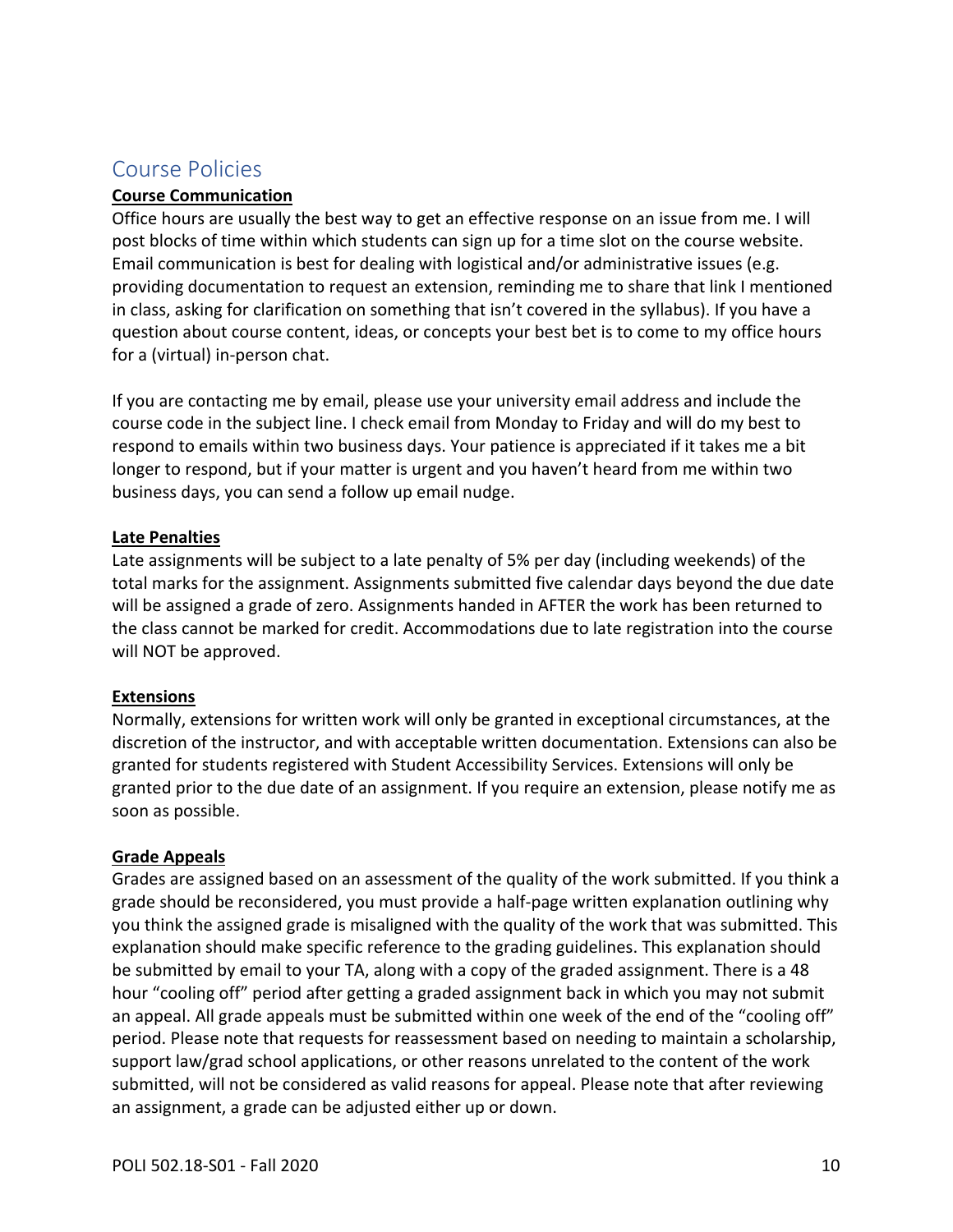## Course Policies

### Course Communication

Office hours are usually the best way to get an effective response on an issue from me. I will post blocks of time within which students can sign up for a time slot on the course website. Email communication is best for dealing with logistical and/or administrative issues (e.g. providing documentation to request an extension, reminding me to share that link I mentioned in class, asking for clarification on something that isn't covered in the syllabus). If you have a question about course content, ideas, or concepts your best bet is to come to my office hours for a (virtual) in-person chat.

If you are contacting me by email, please use your university email address and include the course code in the subject line. I check email from Monday to Friday and will do my best to respond to emails within two business days. Your patience is appreciated if it takes me a bit longer to respond, but if your matter is urgent and you haven't heard from me within two business days, you can send a follow up email nudge.

### Late Penalties

Late assignments will be subject to a late penalty of 5% per day (including weekends) of the total marks for the assignment. Assignments submitted five calendar days beyond the due date will be assigned a grade of zero. Assignments handed in AFTER the work has been returned to the class cannot be marked for credit. Accommodations due to late registration into the course will NOT be approved.

### Extensions

Normally, extensions for written work will only be granted in exceptional circumstances, at the discretion of the instructor, and with acceptable written documentation. Extensions can also be granted for students registered with Student Accessibility Services. Extensions will only be granted prior to the due date of an assignment. If you require an extension, please notify me as soon as possible.

### Grade Appeals

Grades are assigned based on an assessment of the quality of the work submitted. If you think a grade should be reconsidered, you must provide a half-page written explanation outlining why you think the assigned grade is misaligned with the quality of the work that was submitted. This explanation should make specific reference to the grading guidelines. This explanation should be submitted by email to your TA, along with a copy of the graded assignment. There is a 48 hour "cooling off" period after getting a graded assignment back in which you may not submit an appeal. All grade appeals must be submitted within one week of the end of the "cooling off" period. Please note that requests for reassessment based on needing to maintain a scholarship, support law/grad school applications, or other reasons unrelated to the content of the work submitted, will not be considered as valid reasons for appeal. Please note that after reviewing an assignment, a grade can be adjusted either up or down.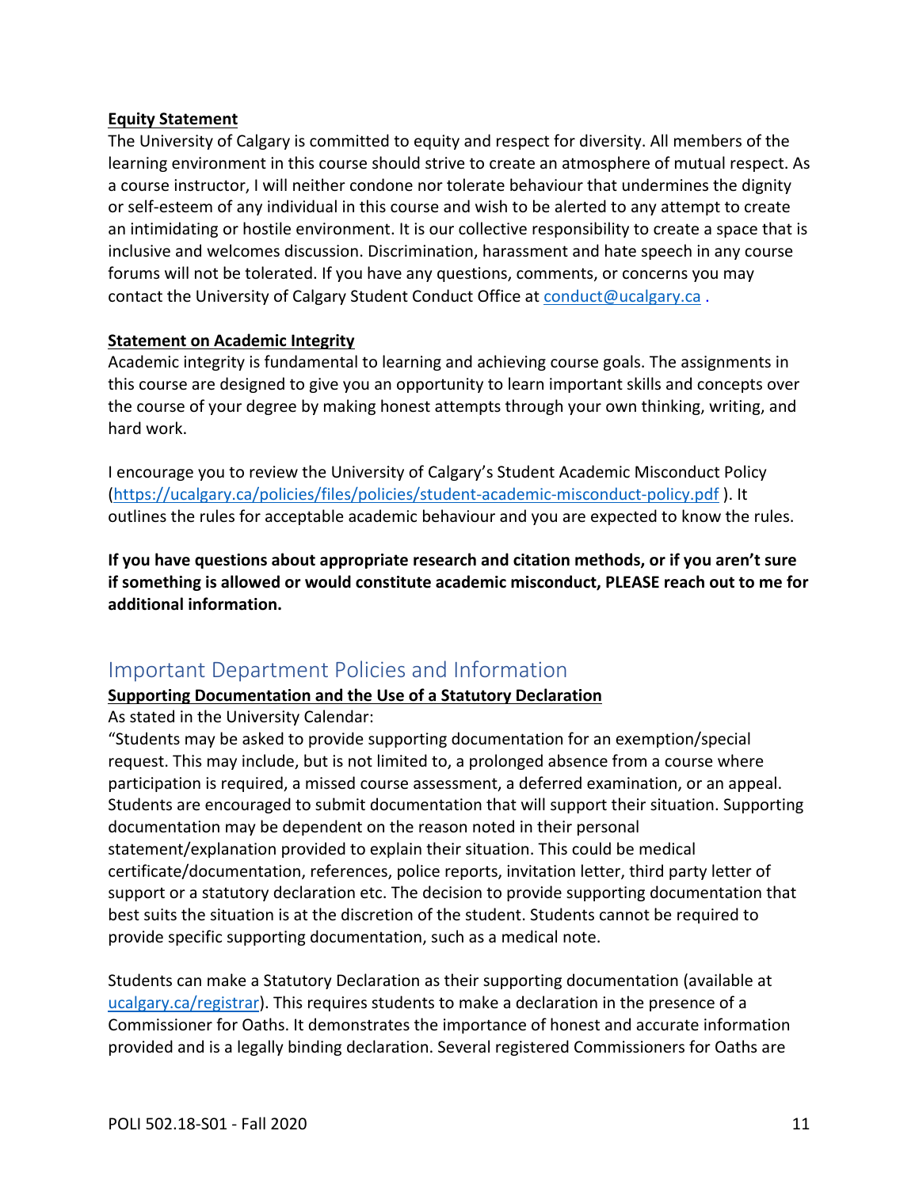**<u>Equity Statement</u>**

The University of Calgary is committed to equity and respect for diversity. All members of the learning environment in this course should strive to create an atmosphere of mutual respect. As a course instructor, I will neither condone nor tolerate behaviour that undermines the dignity or self-esteem of any individual in this course and wish to be alerted to any attempt to create an intimidating or hostile environment. It is our collective responsibility to create a space that is inclusive and welcomes discussion. Discrimination, harassment and hate speech in any course forums will not be tolerated. If you have any questions, comments, or concerns you may contact the University of Calgary Student Conduct Office at [conduct@ucalgary.ca](mailto:conduct@ucalgary.ca) .

**<u>Statement on Academic Integrity</u>**

Academic integrity is fundamental to learning and achieving course goals. The assignments in this course are designed to give you an opportunity to learn important skills and concepts over the course of your degree by making honest attempts through your own thinking, writing, and hard work.

I encourage you to review the University of Calgary's Student Academic Misconduct Policy ([https://ucalgary.ca/policies/files/policies/student-academic-misconduct-policy.pdf](https://ucalgary.ca/policies/files/policies/student-academic-misconduct-policy.pdf) ). It outlines the rules for acceptable academic behaviour and you are expected to know the rules.

**If you have questions about appropriate research and citation methods, or if you aren't sure if something is allowed or would constitute academic misconduct, PLEASE reach out to me for additional information.**

## Important Department Policies and Information

**<u>Supporting Documentation and the Use of a Statutory Declaration</u>**

As stated in the University Calendar:

"Students may be asked to provide supporting documentation for an exemption/special request. This may include, but is not limited to, a prolonged absence from a course where participation is required, a missed course assessment, a deferred examination, or an appeal. Students are encouraged to submit documentation that will support their situation. Supporting documentation may be dependent on the reason noted in their personal statement/explanation provided to explain their situation. This could be medical certificate/documentation, references, police reports, invitation letter, third party letter of support or a statutory declaration etc. The decision to provide supporting documentation that best suits the situation is at the discretion of the student. Students cannot be required to provide specific supporting documentation, such as a medical note.

Students can make a Statutory Declaration as their supporting documentation (available at [ucalgary.ca/registrar](https://ucalgary.ca/registrar)). This requires students to make a declaration in the presence of a Commissioner for Oaths. It demonstrates the importance of honest and accurate information provided and is a legally binding declaration. Several registered Commissioners for Oaths are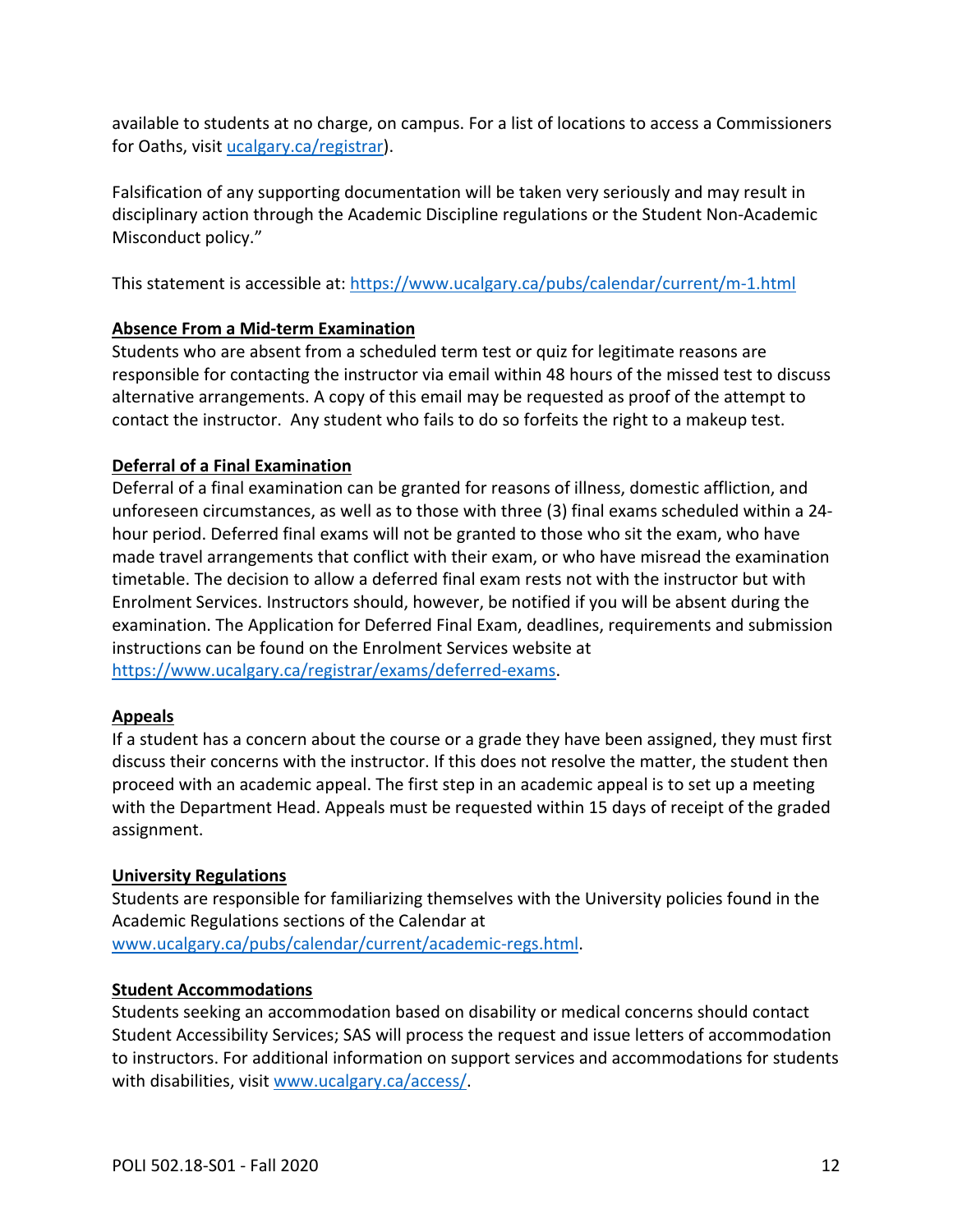available to students at no charge, on campus. For a list of locations to access a Commissioners for Oaths, visit [ucalgary.ca/registrar](ucalgary.ca/registrar)).

Falsification of any supporting documentation will be taken very seriously and may result in disciplinary action through the Academic Discipline regulations or the Student Non-Academic Misconduct policy."

This statement is accessible at: https://www.ucalgary.ca/pubs/calendar/current/m-1.html

**Absence From a Mid-term Examination**

Students who are absent from a scheduled term test or quiz for legitimate reasons are responsible for contacting the instructor via email within 48 hours of the missed test to discuss alternative arrangements. A copy of this email may be requested as proof of the attempt to contact the instructor. Any student who fails to do so forfeits the right to a makeup test.

**Deferral of a Final Examination**

Deferral of a final examination can be granted for reasons of illness, domestic affliction, and unforeseen circumstances, as well as to those with three (3) final exams scheduled within a 24-hour period. Deferred final exams will not be granted to those who sit the exam, who have made travel arrangements that conflict with their exam, or who have misread the examination timetable. The decision to allow a deferred final exam rests not with the instructor but with Enrolment Services. Instructors should, however, be notified if you will be absent during the examination. The Application for Deferred Final Exam, deadlines, requirements and submission instructions can be found on the Enrolment Services website at https://www.ucalgary.ca/registrar/exams/deferred-exams.

**Appeals**

If a student has a concern about the course or a grade they have been assigned, they must first discuss their concerns with the instructor. If this does not resolve the matter, the student then proceed with an academic appeal. The first step in an academic appeal is to set up a meeting with the Department Head. Appeals must be requested within 15 days of receipt of the graded assignment.

**University Regulations**

Students are responsible for familiarizing themselves with the University policies found in the Academic Regulations sections of the Calendar at www.ucalgary.ca/pubs/calendar/current/academic-regs.html.

**Student Accommodations**

Students seeking an accommodation based on disability or medical concerns should contact Student Accessibility Services; SAS will process the request and issue letters of accommodation to instructors. For additional information on support services and accommodations for students with disabilities, visit www.ucalgary.ca/access/.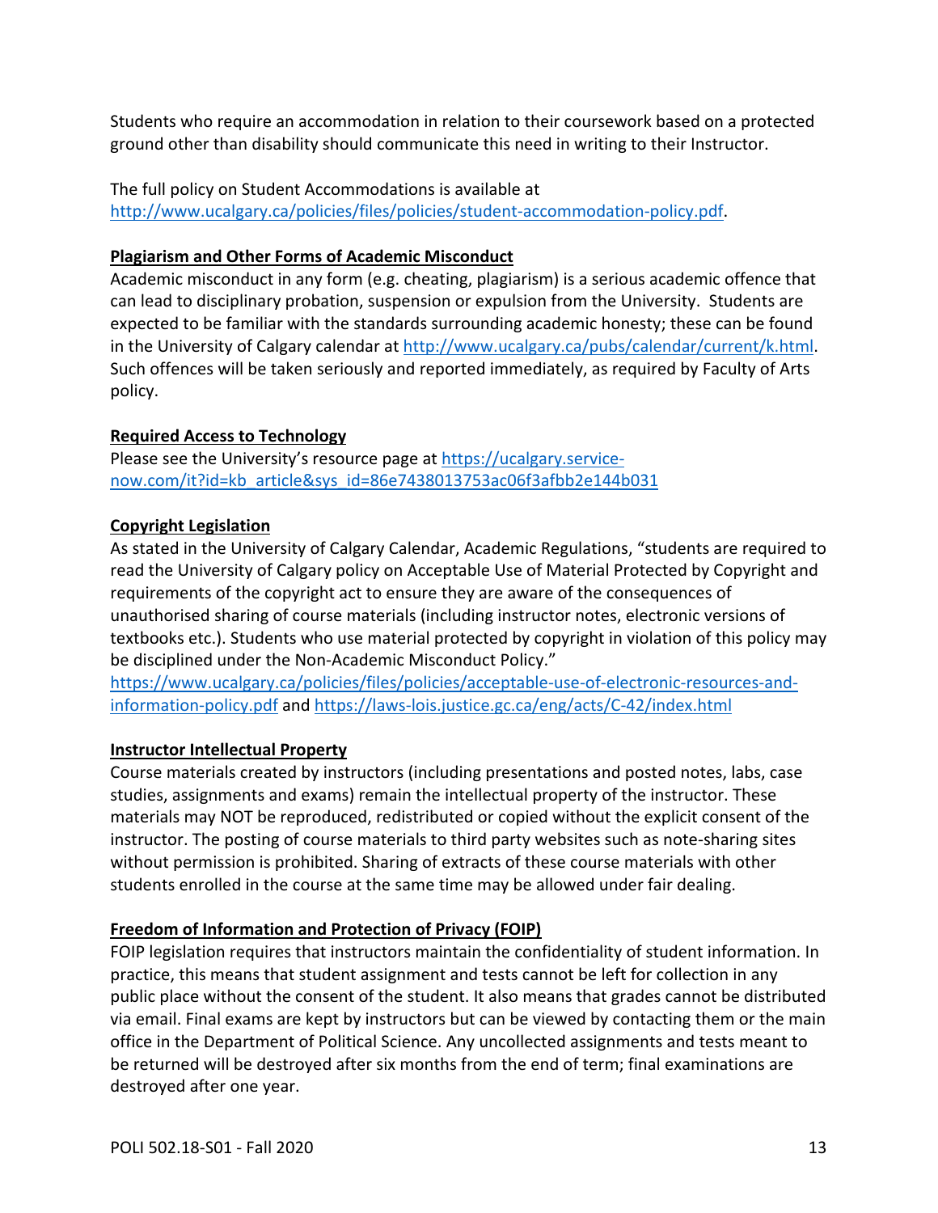Students who require an accommodation in relation to their coursework based on a protected ground other than disability should communicate this need in writing to their Instructor.

The full policy on Student Accommodations is available at http://www.ucalgary.ca/policies/files/policies/student-accommodation-policy.pdf.

**Plagiarism and Other Forms of Academic Misconduct**

Academic misconduct in any form (e.g. cheating, plagiarism) is a serious academic offence that can lead to disciplinary probation, suspension or expulsion from the University. Students are expected to be familiar with the standards surrounding academic honesty; these can be found in the University of Calgary calendar at http://www.ucalgary.ca/pubs/calendar/current/k.html. Such offences will be taken seriously and reported immediately, as required by Faculty of Arts policy.

**Required Access to Technology**

Please see the University's resource page at https://ucalgary.service-now.com/it?id=kb_article&sys_id=86e7438013753ac06f3afbb2e144b031

**Copyright Legislation**

As stated in the University of Calgary Calendar, Academic Regulations, "students are required to read the University of Calgary policy on Acceptable Use of Material Protected by Copyright and requirements of the copyright act to ensure they are aware of the consequences of unauthorised sharing of course materials (including instructor notes, electronic versions of textbooks etc.). Students who use material protected by copyright in violation of this policy may be disciplined under the Non-Academic Misconduct Policy."
https://www.ucalgary.ca/policies/files/policies/acceptable-use-of-electronic-resources-and-information-policy.pdf and https://laws-lois.justice.gc.ca/eng/acts/C-42/index.html

**Instructor Intellectual Property**

Course materials created by instructors (including presentations and posted notes, labs, case studies, assignments and exams) remain the intellectual property of the instructor. These materials may NOT be reproduced, redistributed or copied without the explicit consent of the instructor. The posting of course materials to third party websites such as note-sharing sites without permission is prohibited. Sharing of extracts of these course materials with other students enrolled in the course at the same time may be allowed under fair dealing.

**Freedom of Information and Protection of Privacy (FOIP)**

FOIP legislation requires that instructors maintain the confidentiality of student information. In practice, this means that student assignment and tests cannot be left for collection in any public place without the consent of the student. It also means that grades cannot be distributed via email. Final exams are kept by instructors but can be viewed by contacting them or the main office in the Department of Political Science. Any uncollected assignments and tests meant to be returned will be destroyed after six months from the end of term; final examinations are destroyed after one year.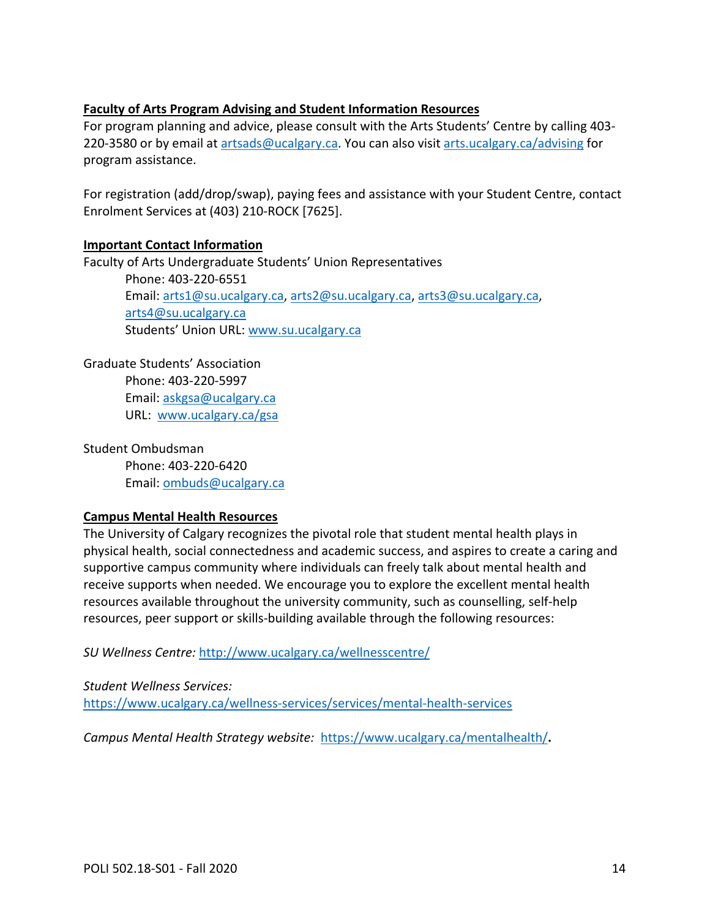**Faculty of Arts Program Advising and Student Information Resources**

For program planning and advice, please consult with the Arts Students' Centre by calling 403-220-3580 or by email at artsads@ucalgary.ca. You can also visit arts.ucalgary.ca/advising for program assistance.

For registration (add/drop/swap), paying fees and assistance with your Student Centre, contact Enrolment Services at (403) 210-ROCK [7625].

**Important Contact Information**

Faculty of Arts Undergraduate Students' Union Representatives

Phone: 403-220-6551
Email: arts1@su.ucalgary.ca, arts2@su.ucalgary.ca, arts3@su.ucalgary.ca, arts4@su.ucalgary.ca
Students' Union URL: www.su.ucalgary.ca

Graduate Students' Association

Phone: 403-220-5997
Email: askgsa@ucalgary.ca
URL: www.ucalgary.ca/gsa

Student Ombudsman

Phone: 403-220-6420
Email: ombuds@ucalgary.ca

**Campus Mental Health Resources**

The University of Calgary recognizes the pivotal role that student mental health plays in physical health, social connectedness and academic success, and aspires to create a caring and supportive campus community where individuals can freely talk about mental health and receive supports when needed. We encourage you to explore the excellent mental health resources available throughout the university community, such as counselling, self-help resources, peer support or skills-building available through the following resources:

*SU Wellness Centre:* http://www.ucalgary.ca/wellnesscentre/

*Student Wellness Services:*
https://www.ucalgary.ca/wellness-services/services/mental-health-services

*Campus Mental Health Strategy website:* https://www.ucalgary.ca/mentalhealth/.